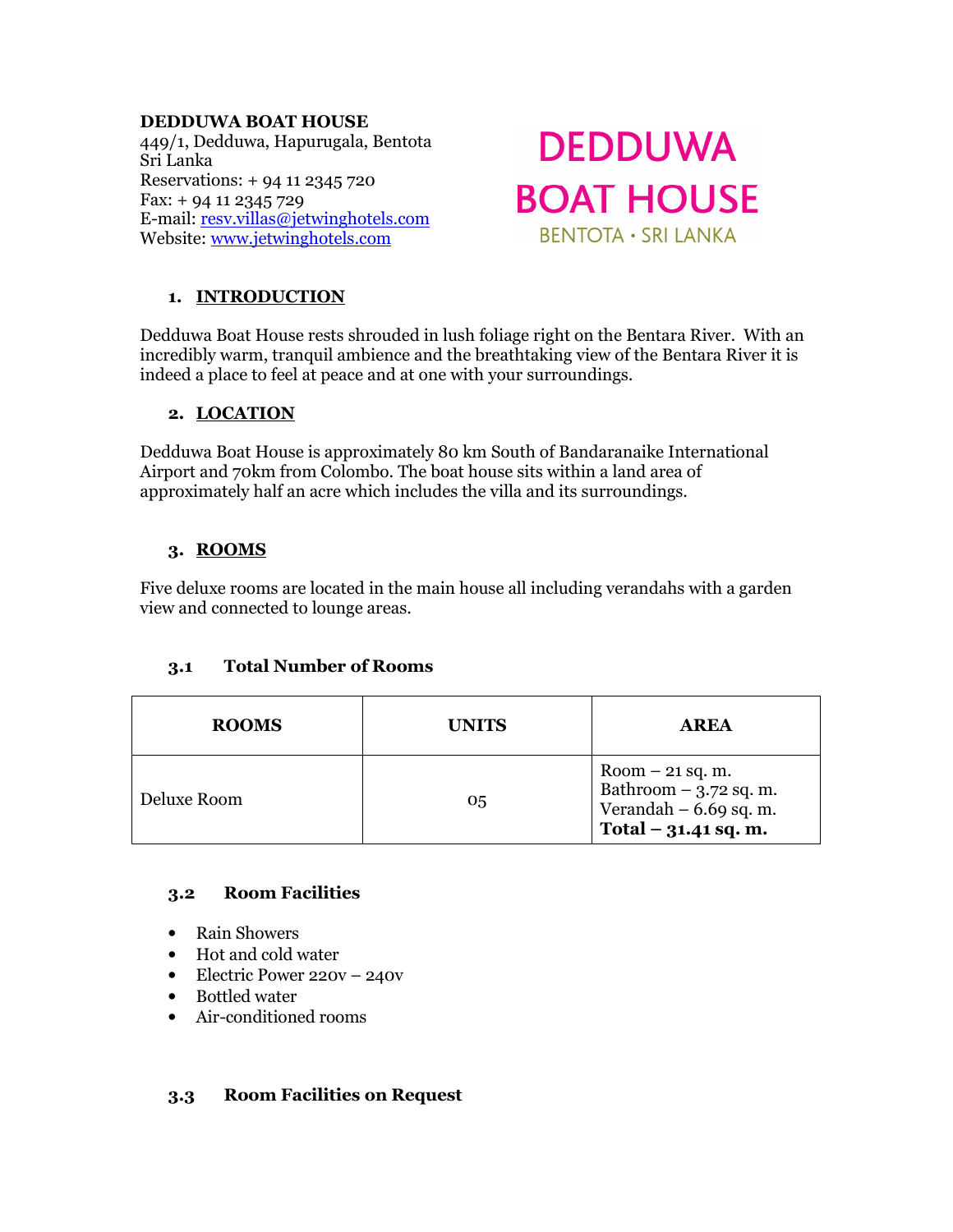**DEDDUWA BOAT HOUSE**
449/1, Dedduwa, Hapurugala, Bentota
Sri Lanka
Reservations: + 94 11 2345 720
Fax: + 94 11 2345 729
E-mail: resv.villas@jetwinghotels.com
Website: www.jetwinghotels.com

DEDDUWA BOAT HOUSE
BENTOTA • SRI LANKA

## 1. INTRODUCTION

Dedduwa Boat House rests shrouded in lush foliage right on the Bentara River. With an incredibly warm, tranquil ambience and the breathtaking view of the Bentara River it is indeed a place to feel at peace and at one with your surroundings.

## 2. LOCATION

Dedduwa Boat House is approximately 80 km South of Bandaranaike International Airport and 70km from Colombo. The boat house sits within a land area of approximately half an acre which includes the villa and its surroundings.

## 3. ROOMS

Five deluxe rooms are located in the main house all including verandahs with a garden view and connected to lounge areas.

### 3.1 Total Number of Rooms

| ROOMS | UNITS | AREA |
|---|---|---|
| Deluxe Room | 05 | Room – 21 sq. m.<br>Bathroom – 3.72 sq. m.<br>Verandah – 6.69 sq. m.<br>**Total – 31.41 sq. m.** |

### 3.2 Room Facilities

- Rain Showers
- Hot and cold water
- Electric Power 220v – 240v
- Bottled water
- Air-conditioned rooms

### 3.3 Room Facilities on Request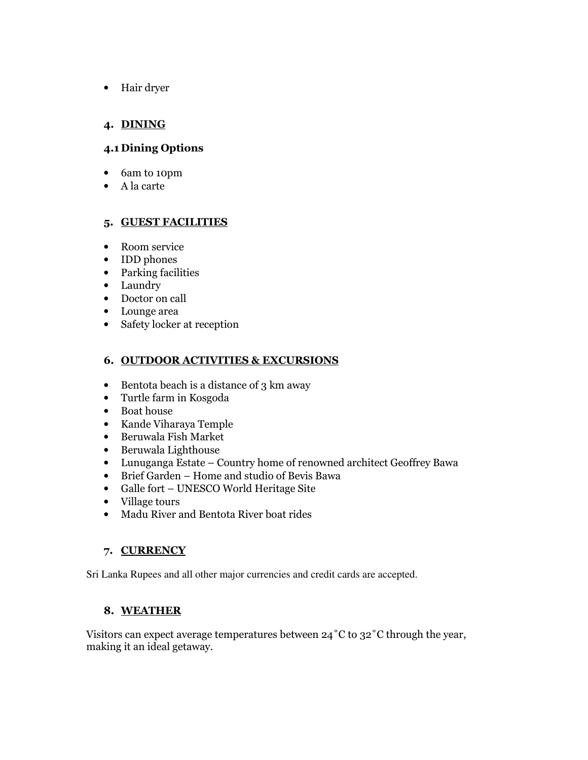- Hair dryer

## 4. DINING

### 4.1 Dining Options

- 6am to 10pm
- A la carte

## 5. GUEST FACILITIES

- Room service
- IDD phones
- Parking facilities
- Laundry
- Doctor on call
- Lounge area
- Safety locker at reception

## 6. OUTDOOR ACTIVITIES & EXCURSIONS

- Bentota beach is a distance of 3 km away
- Turtle farm in Kosgoda
- Boat house
- Kande Viharaya Temple
- Beruwala Fish Market
- Beruwala Lighthouse
- Lunuganga Estate – Country home of renowned architect Geoffrey Bawa
- Brief Garden – Home and studio of Bevis Bawa
- Galle fort – UNESCO World Heritage Site
- Village tours
- Madu River and Bentota River boat rides

## 7. CURRENCY

Sri Lanka Rupees and all other major currencies and credit cards are accepted.

## 8. WEATHER

Visitors can expect average temperatures between 24˚C to 32˚C through the year, making it an ideal getaway.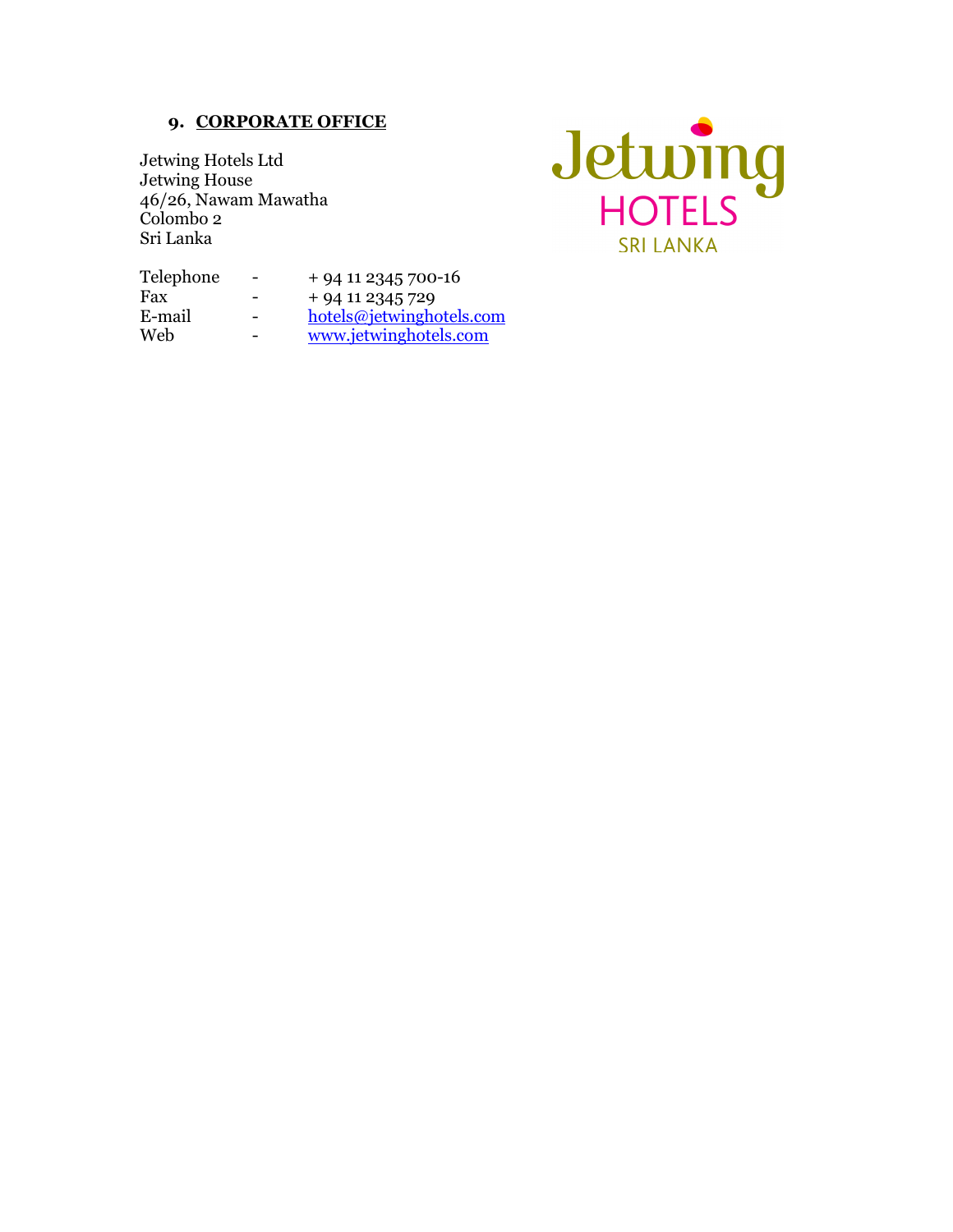## 9. CORPORATE OFFICE

Jetwing Hotels Ltd
Jetwing House
46/26, Nawam Mawatha
Colombo 2
Sri Lanka

Jetwing HOTELS SRI LANKA

| | | |
|---|---|---|
| Telephone | - | + 94 11 2345 700-16 |
| Fax | - | + 94 11 2345 729 |
| E-mail | - | hotels@jetwinghotels.com |
| Web | - | www.jetwinghotels.com |